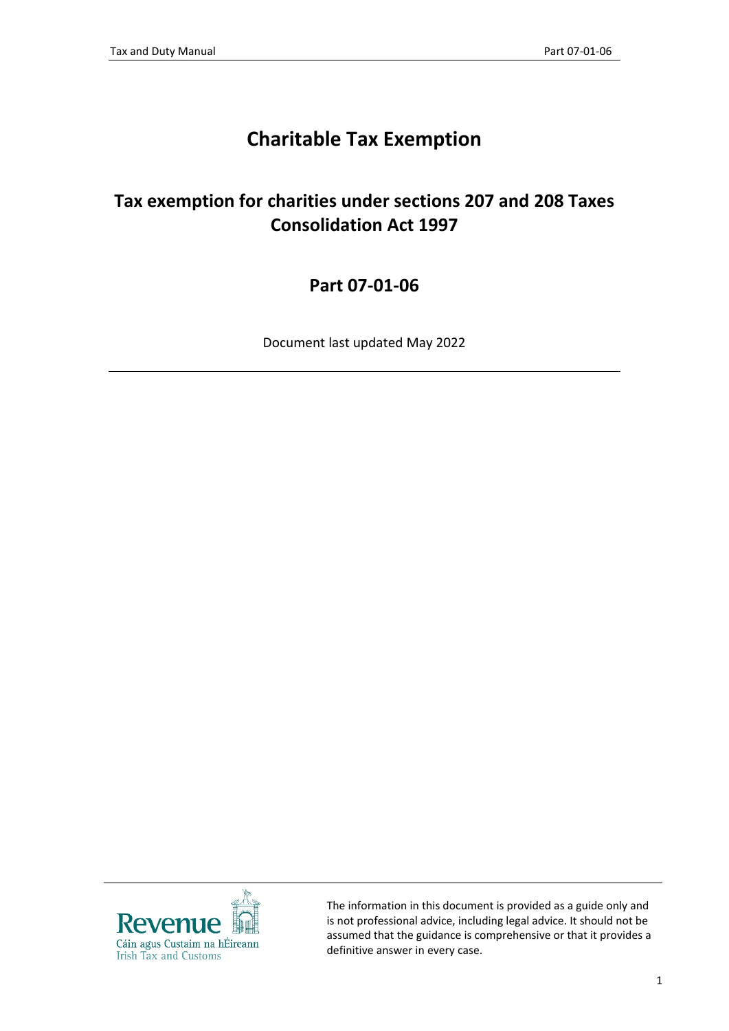# Charitable Tax Exemption

## Tax exemption for charities under sections 207 and 208 Taxes Consolidation Act 1997

## Part 07-01-06

Document last updated May 2022

The information in this document is provided as a guide only and is not professional advice, including legal advice. It should not be assumed that the guidance is comprehensive or that it provides a definitive answer in every case.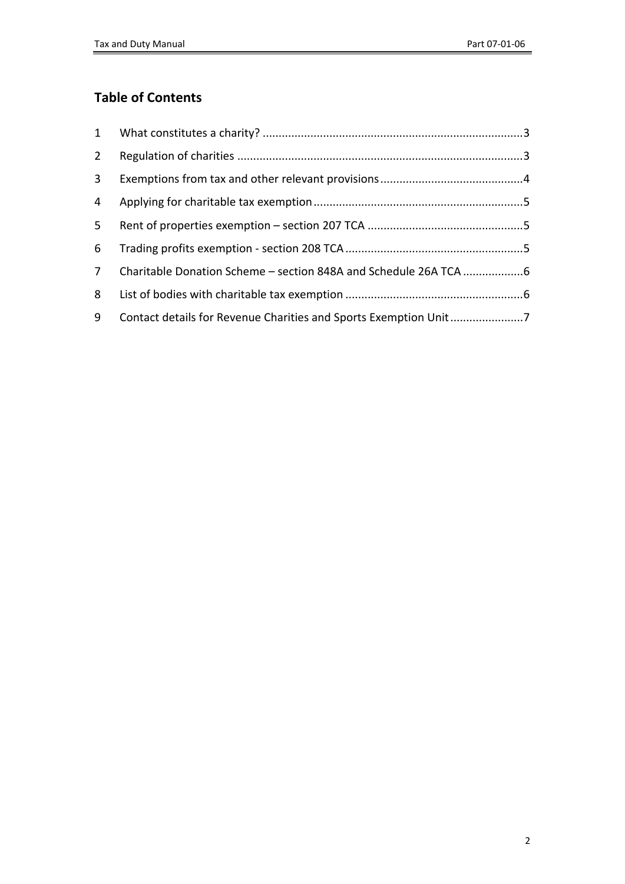## Table of Contents

1 What constitutes a charity? ....................................................................................3

2 Regulation of charities ...........................................................................................3

3 Exemptions from tax and other relevant provisions............................................4

4 Applying for charitable tax exemption.................................................................5

5 Rent of properties exemption – section 207 TCA .................................................5

6 Trading profits exemption - section 208 TCA........................................................5

7 Charitable Donation Scheme – section 848A and Schedule 26A TCA ...................6

8 List of bodies with charitable tax exemption ........................................................6

9 Contact details for Revenue Charities and Sports Exemption Unit.......................7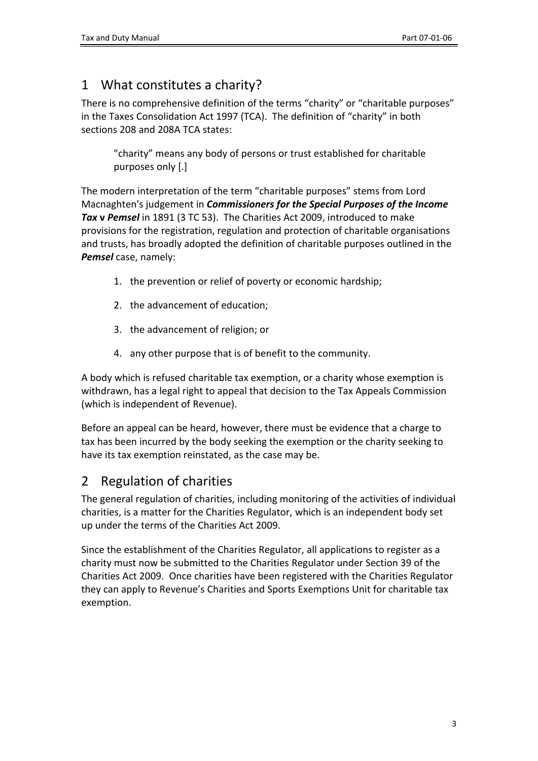## 1 What constitutes a charity?

There is no comprehensive definition of the terms “charity” or “charitable purposes” in the Taxes Consolidation Act 1997 (TCA). The definition of “charity” in both sections 208 and 208A TCA states:

> "charity” means any body of persons or trust established for charitable purposes only [.]

The modern interpretation of the term “charitable purposes” stems from Lord Macnaghten's judgement in ***Commissioners for the Special Purposes of the Income Tax* v *Pemsel*** in 1891 (3 TC 53). The Charities Act 2009, introduced to make provisions for the registration, regulation and protection of charitable organisations and trusts, has broadly adopted the definition of charitable purposes outlined in the ***Pemsel*** case, namely:

1. the prevention or relief of poverty or economic hardship;
2. the advancement of education;
3. the advancement of religion; or
4. any other purpose that is of benefit to the community.

A body which is refused charitable tax exemption, or a charity whose exemption is withdrawn, has a legal right to appeal that decision to the Tax Appeals Commission (which is independent of Revenue).

Before an appeal can be heard, however, there must be evidence that a charge to tax has been incurred by the body seeking the exemption or the charity seeking to have its tax exemption reinstated, as the case may be.

## 2 Regulation of charities

The general regulation of charities, including monitoring of the activities of individual charities, is a matter for the Charities Regulator, which is an independent body set up under the terms of the Charities Act 2009.

Since the establishment of the Charities Regulator, all applications to register as a charity must now be submitted to the Charities Regulator under Section 39 of the Charities Act 2009. Once charities have been registered with the Charities Regulator they can apply to Revenue’s Charities and Sports Exemptions Unit for charitable tax exemption.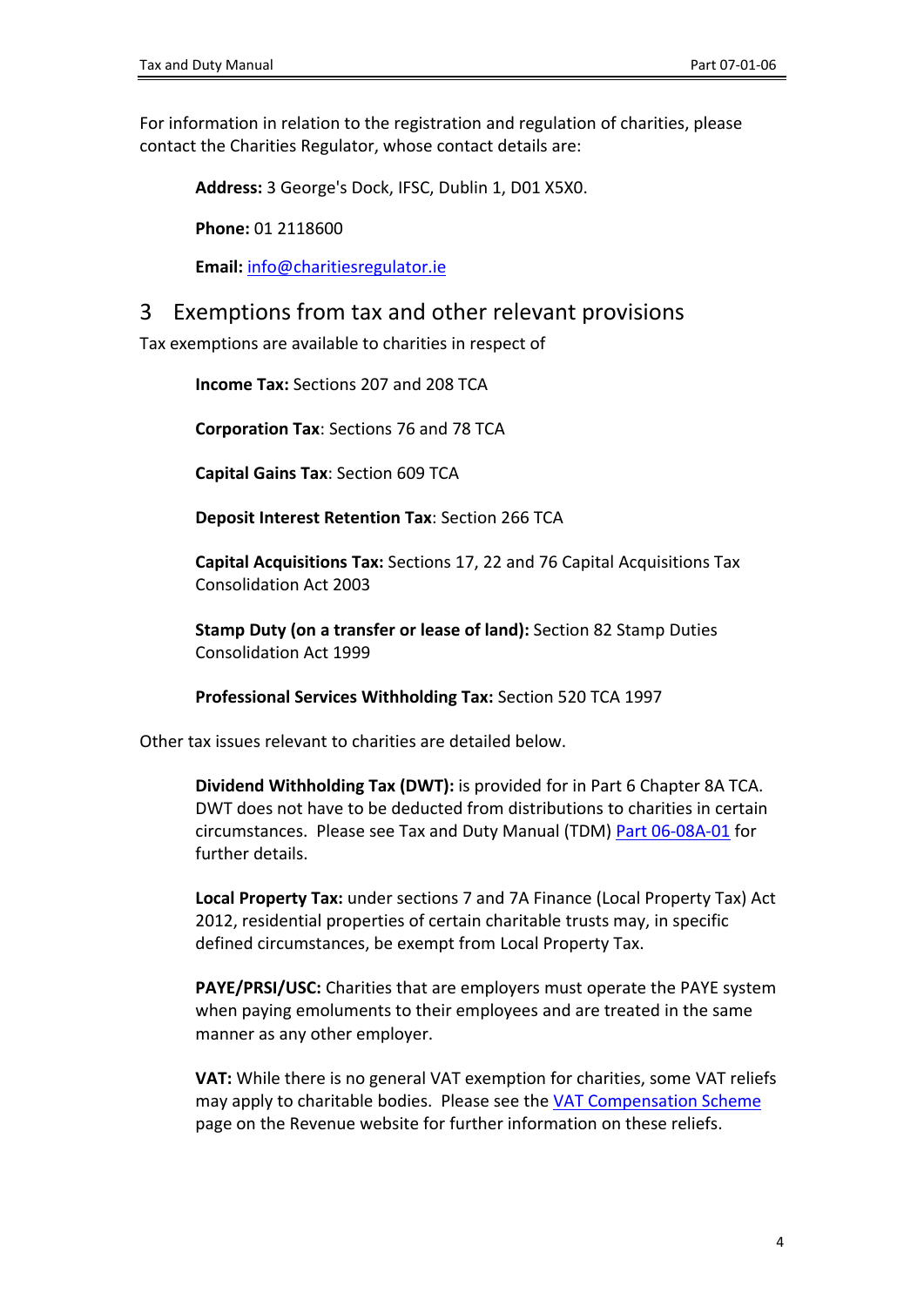For information in relation to the registration and regulation of charities, please contact the Charities Regulator, whose contact details are:

**Address:** 3 George's Dock, IFSC, Dublin 1, D01 X5X0.

**Phone:** 01 2118600

**Email:** info@charitiesregulator.ie

# 3 Exemptions from tax and other relevant provisions

Tax exemptions are available to charities in respect of

**Income Tax:** Sections 207 and 208 TCA

**Corporation Tax**: Sections 76 and 78 TCA

**Capital Gains Tax**: Section 609 TCA

**Deposit Interest Retention Tax**: Section 266 TCA

**Capital Acquisitions Tax:** Sections 17, 22 and 76 Capital Acquisitions Tax Consolidation Act 2003

**Stamp Duty (on a transfer or lease of land):** Section 82 Stamp Duties Consolidation Act 1999

**Professional Services Withholding Tax:** Section 520 TCA 1997

Other tax issues relevant to charities are detailed below.

**Dividend Withholding Tax (DWT):** is provided for in Part 6 Chapter 8A TCA. DWT does not have to be deducted from distributions to charities in certain circumstances. Please see Tax and Duty Manual (TDM) Part 06-08A-01 for further details.

**Local Property Tax:** under sections 7 and 7A Finance (Local Property Tax) Act 2012, residential properties of certain charitable trusts may, in specific defined circumstances, be exempt from Local Property Tax.

**PAYE/PRSI/USC:** Charities that are employers must operate the PAYE system when paying emoluments to their employees and are treated in the same manner as any other employer.

**VAT:** While there is no general VAT exemption for charities, some VAT reliefs may apply to charitable bodies. Please see the VAT Compensation Scheme page on the Revenue website for further information on these reliefs.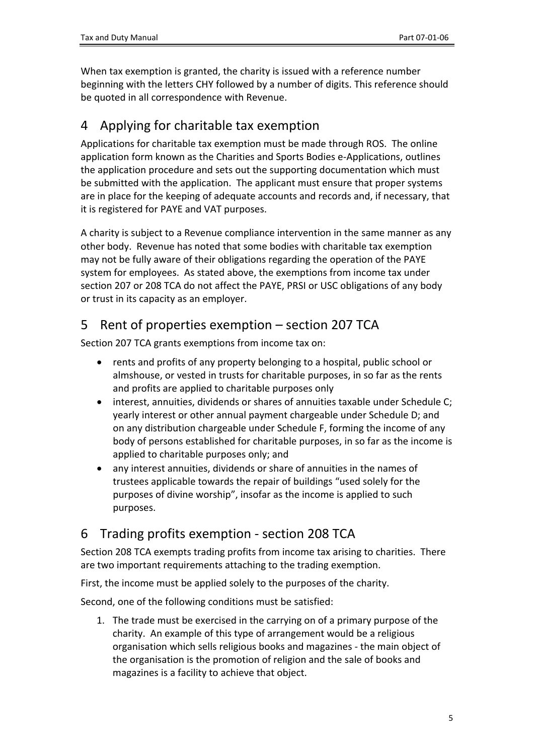When tax exemption is granted, the charity is issued with a reference number beginning with the letters CHY followed by a number of digits. This reference should be quoted in all correspondence with Revenue.

## 4 Applying for charitable tax exemption

Applications for charitable tax exemption must be made through ROS. The online application form known as the Charities and Sports Bodies e-Applications, outlines the application procedure and sets out the supporting documentation which must be submitted with the application. The applicant must ensure that proper systems are in place for the keeping of adequate accounts and records and, if necessary, that it is registered for PAYE and VAT purposes.

A charity is subject to a Revenue compliance intervention in the same manner as any other body. Revenue has noted that some bodies with charitable tax exemption may not be fully aware of their obligations regarding the operation of the PAYE system for employees. As stated above, the exemptions from income tax under section 207 or 208 TCA do not affect the PAYE, PRSI or USC obligations of any body or trust in its capacity as an employer.

## 5 Rent of properties exemption – section 207 TCA

Section 207 TCA grants exemptions from income tax on:

- rents and profits of any property belonging to a hospital, public school or almshouse, or vested in trusts for charitable purposes, in so far as the rents and profits are applied to charitable purposes only
- interest, annuities, dividends or shares of annuities taxable under Schedule C; yearly interest or other annual payment chargeable under Schedule D; and on any distribution chargeable under Schedule F, forming the income of any body of persons established for charitable purposes, in so far as the income is applied to charitable purposes only; and
- any interest annuities, dividends or share of annuities in the names of trustees applicable towards the repair of buildings "used solely for the purposes of divine worship", insofar as the income is applied to such purposes.

## 6 Trading profits exemption - section 208 TCA

Section 208 TCA exempts trading profits from income tax arising to charities. There are two important requirements attaching to the trading exemption.

First, the income must be applied solely to the purposes of the charity.

Second, one of the following conditions must be satisfied:

1. The trade must be exercised in the carrying on of a primary purpose of the charity. An example of this type of arrangement would be a religious organisation which sells religious books and magazines - the main object of the organisation is the promotion of religion and the sale of books and magazines is a facility to achieve that object.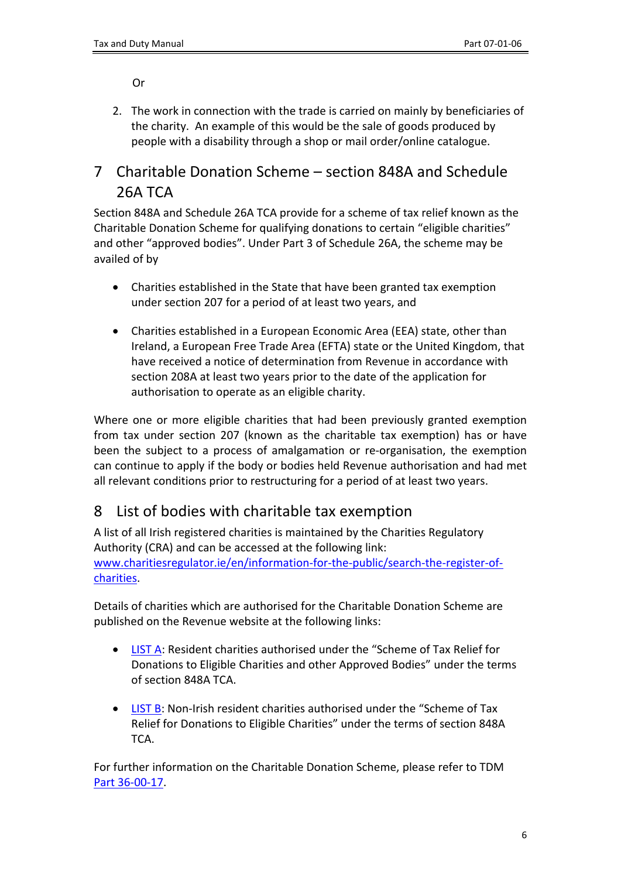Or

2. The work in connection with the trade is carried on mainly by beneficiaries of the charity. An example of this would be the sale of goods produced by people with a disability through a shop or mail order/online catalogue.

# 7 Charitable Donation Scheme – section 848A and Schedule 26A TCA

Section 848A and Schedule 26A TCA provide for a scheme of tax relief known as the Charitable Donation Scheme for qualifying donations to certain "eligible charities" and other "approved bodies". Under Part 3 of Schedule 26A, the scheme may be availed of by

- Charities established in the State that have been granted tax exemption under section 207 for a period of at least two years, and
- Charities established in a European Economic Area (EEA) state, other than Ireland, a European Free Trade Area (EFTA) state or the United Kingdom, that have received a notice of determination from Revenue in accordance with section 208A at least two years prior to the date of the application for authorisation to operate as an eligible charity.

Where one or more eligible charities that had been previously granted exemption from tax under section 207 (known as the charitable tax exemption) has or have been the subject to a process of amalgamation or re-organisation, the exemption can continue to apply if the body or bodies held Revenue authorisation and had met all relevant conditions prior to restructuring for a period of at least two years.

# 8 List of bodies with charitable tax exemption

A list of all Irish registered charities is maintained by the Charities Regulatory Authority (CRA) and can be accessed at the following link: [www.charitiesregulator.ie/en/information-for-the-public/search-the-register-of-charities](www.charitiesregulator.ie/en/information-for-the-public/search-the-register-of-charities).

Details of charities which are authorised for the Charitable Donation Scheme are published on the Revenue website at the following links:

- LIST A: Resident charities authorised under the "Scheme of Tax Relief for Donations to Eligible Charities and other Approved Bodies" under the terms of section 848A TCA.
- LIST B: Non-Irish resident charities authorised under the "Scheme of Tax Relief for Donations to Eligible Charities" under the terms of section 848A TCA.

For further information on the Charitable Donation Scheme, please refer to TDM Part 36-00-17.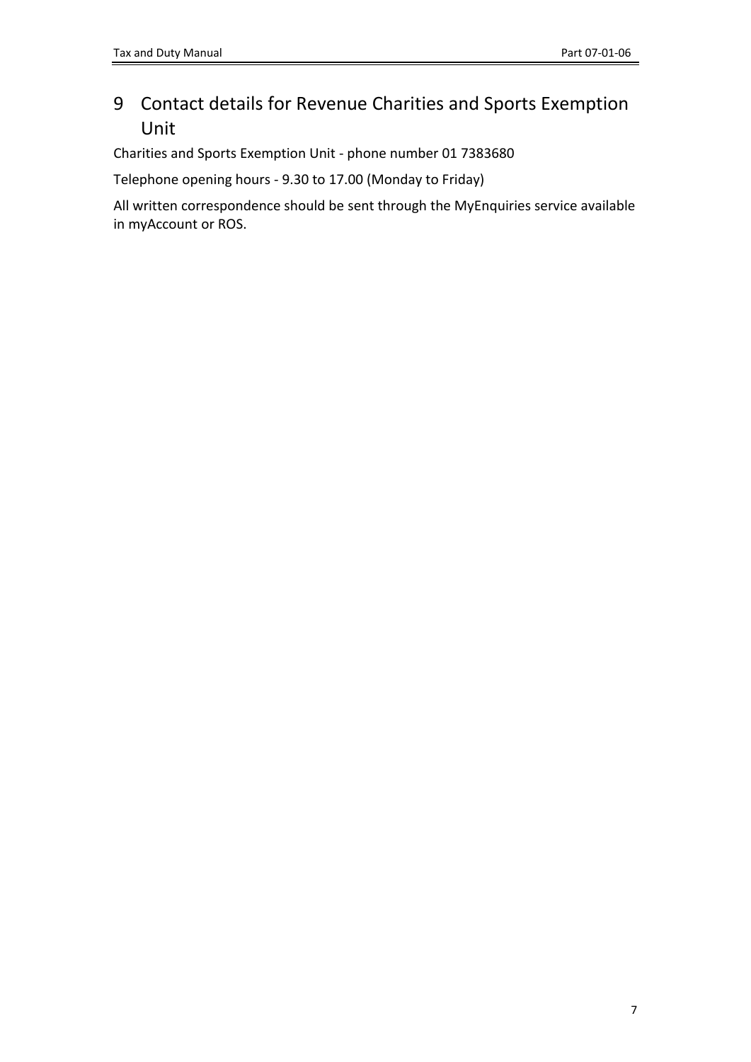# 9 Contact details for Revenue Charities and Sports Exemption Unit

Charities and Sports Exemption Unit - phone number 01 7383680

Telephone opening hours - 9.30 to 17.00 (Monday to Friday)

All written correspondence should be sent through the MyEnquiries service available in myAccount or ROS.